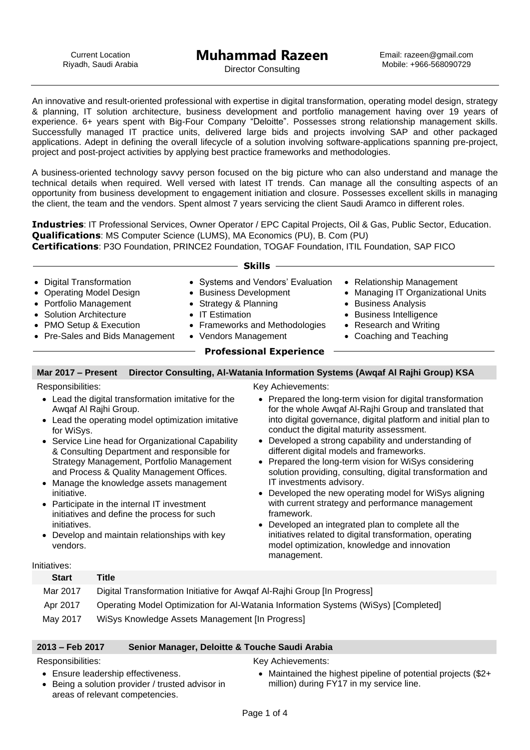Current Location
Riyadh, Saudi Arabia

# Muhammad Razeen

Director Consulting

Email: razeen@gmail.com
Mobile: +966-568090729

An innovative and result-oriented professional with expertise in digital transformation, operating model design, strategy & planning, IT solution architecture, business development and portfolio management having over 19 years of experience. 6+ years spent with Big-Four Company "Deloitte". Possesses strong relationship management skills. Successfully managed IT practice units, delivered large bids and projects involving SAP and other packaged applications. Adept in defining the overall lifecycle of a solution involving software-applications spanning pre-project, project and post-project activities by applying best practice frameworks and methodologies.

A business-oriented technology savvy person focused on the big picture who can also understand and manage the technical details when required. Well versed with latest IT trends. Can manage all the consulting aspects of an opportunity from business development to engagement initiation and closure. Possesses excellent skills in managing the client, the team and the vendors. Spent almost 7 years servicing the client Saudi Aramco in different roles.

**Industries**: IT Professional Services, Owner Operator / EPC Capital Projects, Oil & Gas, Public Sector, Education.
**Qualifications**: MS Computer Science (LUMS), MA Economics (PU), B. Com (PU)
**Certifications**: P3O Foundation, PRINCE2 Foundation, TOGAF Foundation, ITIL Foundation, SAP FICO

## Skills

- Digital Transformation
- Operating Model Design
- Portfolio Management
- Solution Architecture
- PMO Setup & Execution
- Pre-Sales and Bids Management
- Systems and Vendors' Evaluation
- Business Development
- Strategy & Planning
- IT Estimation
- Frameworks and Methodologies
- Vendors Management
- Relationship Management
- Managing IT Organizational Units
- Business Analysis
- Business Intelligence
- Research and Writing
- Coaching and Teaching

## Professional Experience

### Mar 2017 – Present Director Consulting, Al-Watania Information Systems (Awqaf Al Rajhi Group) KSA

Responsibilities:

- Lead the digital transformation imitative for the Awqaf Al Rajhi Group.
- Lead the operating model optimization imitative for WiSys.
- Service Line head for Organizational Capability & Consulting Department and responsible for Strategy Management, Portfolio Management and Process & Quality Management Offices.
- Manage the knowledge assets management initiative.
- Participate in the internal IT investment initiatives and define the process for such initiatives.
- Develop and maintain relationships with key vendors.

Key Achievements:

- Prepared the long-term vision for digital transformation for the whole Awqaf Al-Rajhi Group and translated that into digital governance, digital platform and initial plan to conduct the digital maturity assessment.
- Developed a strong capability and understanding of different digital models and frameworks.
- Prepared the long-term vision for WiSys considering solution providing, consulting, digital transformation and IT investments advisory.
- Developed the new operating model for WiSys aligning with current strategy and performance management framework.
- Developed an integrated plan to complete all the initiatives related to digital transformation, operating model optimization, knowledge and innovation management.

Initiatives:

| Start | Title |
|---|---|
| Mar 2017 | Digital Transformation Initiative for Awqaf Al-Rajhi Group [In Progress] |
| Apr 2017 | Operating Model Optimization for Al-Watania Information Systems (WiSys) [Completed] |
| May 2017 | WiSys Knowledge Assets Management [In Progress] |

### 2013 – Feb 2017 Senior Manager, Deloitte & Touche Saudi Arabia

Responsibilities:

- Ensure leadership effectiveness.
- Being a solution provider / trusted advisor in areas of relevant competencies.

Key Achievements:

- Maintained the highest pipeline of potential projects ($2+ million) during FY17 in my service line.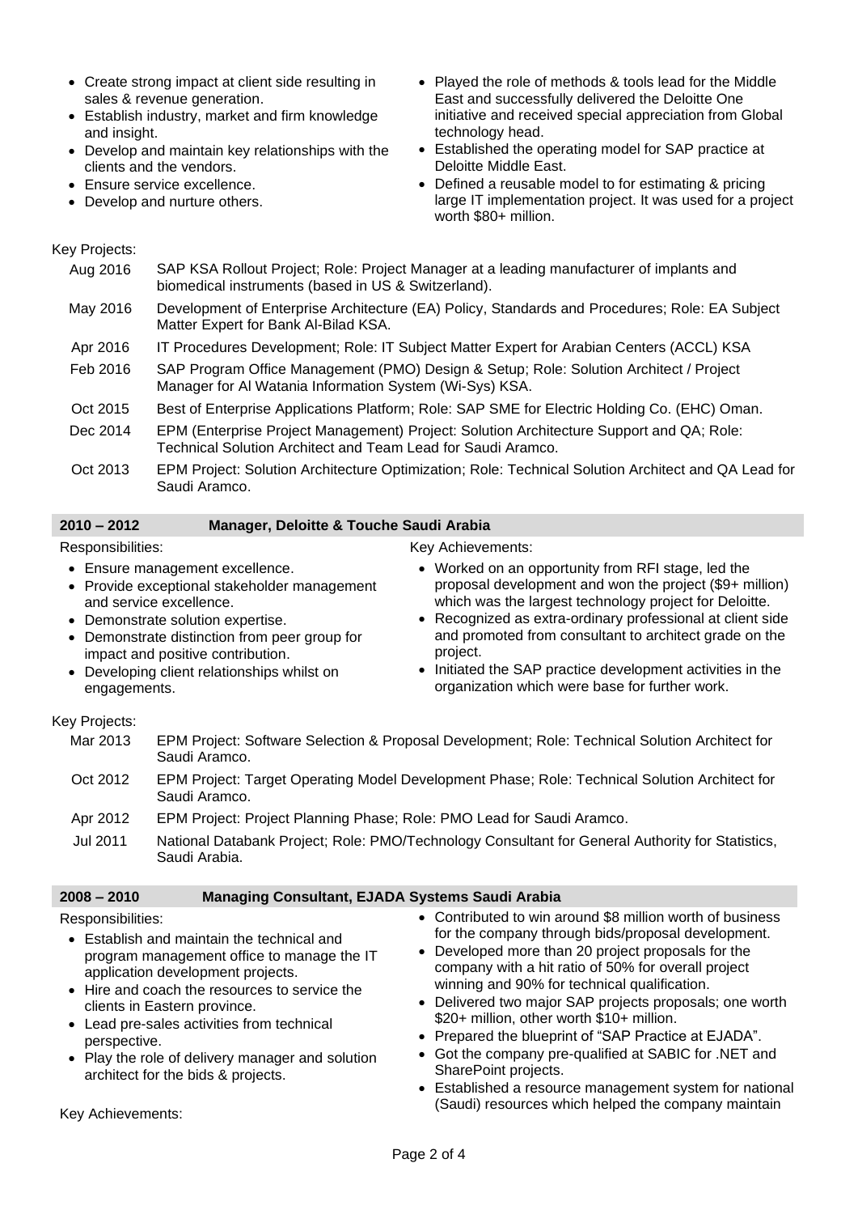- Create strong impact at client side resulting in sales & revenue generation.
- Establish industry, market and firm knowledge and insight.
- Develop and maintain key relationships with the clients and the vendors.
- Ensure service excellence.
- Develop and nurture others.

- Played the role of methods & tools lead for the Middle East and successfully delivered the Deloitte One initiative and received special appreciation from Global technology head.
- Established the operating model for SAP practice at Deloitte Middle East.
- Defined a reusable model to for estimating & pricing large IT implementation project. It was used for a project worth $80+ million.

Key Projects:

| | |
|---|---|
| Aug 2016 | SAP KSA Rollout Project; Role: Project Manager at a leading manufacturer of implants and biomedical instruments (based in US & Switzerland). |
| May 2016 | Development of Enterprise Architecture (EA) Policy, Standards and Procedures; Role: EA Subject Matter Expert for Bank Al-Bilad KSA. |
| Apr 2016 | IT Procedures Development; Role: IT Subject Matter Expert for Arabian Centers (ACCL) KSA |
| Feb 2016 | SAP Program Office Management (PMO) Design & Setup; Role: Solution Architect / Project Manager for Al Watania Information System (Wi-Sys) KSA. |
| Oct 2015 | Best of Enterprise Applications Platform; Role: SAP SME for Electric Holding Co. (EHC) Oman. |
| Dec 2014 | EPM (Enterprise Project Management) Project: Solution Architecture Support and QA; Role: Technical Solution Architect and Team Lead for Saudi Aramco. |
| Oct 2013 | EPM Project: Solution Architecture Optimization; Role: Technical Solution Architect and QA Lead for Saudi Aramco. |

## 2010 – 2012 Manager, Deloitte & Touche Saudi Arabia

Responsibilities:

- Ensure management excellence.
- Provide exceptional stakeholder management and service excellence.
- Demonstrate solution expertise.
- Demonstrate distinction from peer group for impact and positive contribution.
- Developing client relationships whilst on engagements.

Key Achievements:

- Worked on an opportunity from RFI stage, led the proposal development and won the project ($9+ million) which was the largest technology project for Deloitte.
- Recognized as extra-ordinary professional at client side and promoted from consultant to architect grade on the project.
- Initiated the SAP practice development activities in the organization which were base for further work.

Key Projects:

| | |
|---|---|
| Mar 2013 | EPM Project: Software Selection & Proposal Development; Role: Technical Solution Architect for Saudi Aramco. |
| Oct 2012 | EPM Project: Target Operating Model Development Phase; Role: Technical Solution Architect for Saudi Aramco. |
| Apr 2012 | EPM Project: Project Planning Phase; Role: PMO Lead for Saudi Aramco. |
| Jul 2011 | National Databank Project; Role: PMO/Technology Consultant for General Authority for Statistics, Saudi Arabia. |

## 2008 – 2010 Managing Consultant, EJADA Systems Saudi Arabia

Responsibilities:

- Establish and maintain the technical and program management office to manage the IT application development projects.
- Hire and coach the resources to service the clients in Eastern province.
- Lead pre-sales activities from technical perspective.
- Play the role of delivery manager and solution architect for the bids & projects.

Key Achievements:

- Contributed to win around $8 million worth of business for the company through bids/proposal development.
- Developed more than 20 project proposals for the company with a hit ratio of 50% for overall project winning and 90% for technical qualification.
- Delivered two major SAP projects proposals; one worth $20+ million, other worth $10+ million.
- Prepared the blueprint of "SAP Practice at EJADA".
- Got the company pre-qualified at SABIC for .NET and SharePoint projects.
- Established a resource management system for national (Saudi) resources which helped the company maintain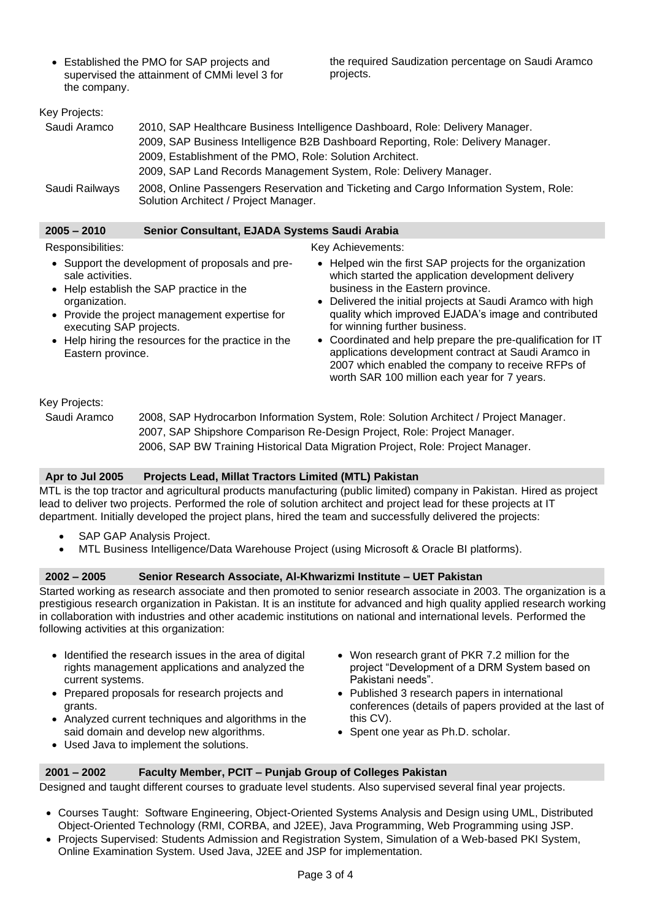- Established the PMO for SAP projects and supervised the attainment of CMMi level 3 for the company.

the required Saudization percentage on Saudi Aramco projects.

Key Projects:

| | |
|---|---|
| Saudi Aramco | 2010, SAP Healthcare Business Intelligence Dashboard, Role: Delivery Manager. |
| | 2009, SAP Business Intelligence B2B Dashboard Reporting, Role: Delivery Manager. |
| | 2009, Establishment of the PMO, Role: Solution Architect. |
| | 2009, SAP Land Records Management System, Role: Delivery Manager. |
| Saudi Railways | 2008, Online Passengers Reservation and Ticketing and Cargo Information System, Role: Solution Architect / Project Manager. |

### 2005 – 2010 Senior Consultant, EJADA Systems Saudi Arabia

Responsibilities:

- Support the development of proposals and pre-sale activities.
- Help establish the SAP practice in the organization.
- Provide the project management expertise for executing SAP projects.
- Help hiring the resources for the practice in the Eastern province.

Key Achievements:

- Helped win the first SAP projects for the organization which started the application development delivery business in the Eastern province.
- Delivered the initial projects at Saudi Aramco with high quality which improved EJADA's image and contributed for winning further business.
- Coordinated and help prepare the pre-qualification for IT applications development contract at Saudi Aramco in 2007 which enabled the company to receive RFPs of worth SAR 100 million each year for 7 years.

Key Projects:

| | |
|---|---|
| Saudi Aramco | 2008, SAP Hydrocarbon Information System, Role: Solution Architect / Project Manager. |
| | 2007, SAP Shipshore Comparison Re-Design Project, Role: Project Manager. |
| | 2006, SAP BW Training Historical Data Migration Project, Role: Project Manager. |

### Apr to Jul 2005 Projects Lead, Millat Tractors Limited (MTL) Pakistan

MTL is the top tractor and agricultural products manufacturing (public limited) company in Pakistan. Hired as project lead to deliver two projects. Performed the role of solution architect and project lead for these projects at IT department. Initially developed the project plans, hired the team and successfully delivered the projects:

- SAP GAP Analysis Project.
- MTL Business Intelligence/Data Warehouse Project (using Microsoft & Oracle BI platforms).

### 2002 – 2005 Senior Research Associate, Al-Khwarizmi Institute – UET Pakistan

Started working as research associate and then promoted to senior research associate in 2003. The organization is a prestigious research organization in Pakistan. It is an institute for advanced and high quality applied research working in collaboration with industries and other academic institutions on national and international levels. Performed the following activities at this organization:

- Identified the research issues in the area of digital rights management applications and analyzed the current systems.
- Prepared proposals for research projects and grants.
- Analyzed current techniques and algorithms in the said domain and develop new algorithms.
- Used Java to implement the solutions.
- Won research grant of PKR 7.2 million for the project "Development of a DRM System based on Pakistani needs".
- Published 3 research papers in international conferences (details of papers provided at the last of this CV).
- Spent one year as Ph.D. scholar.

### 2001 – 2002 Faculty Member, PCIT – Punjab Group of Colleges Pakistan

Designed and taught different courses to graduate level students. Also supervised several final year projects.

- Courses Taught: Software Engineering, Object-Oriented Systems Analysis and Design using UML, Distributed Object-Oriented Technology (RMI, CORBA, and J2EE), Java Programming, Web Programming using JSP.
- Projects Supervised: Students Admission and Registration System, Simulation of a Web-based PKI System, Online Examination System. Used Java, J2EE and JSP for implementation.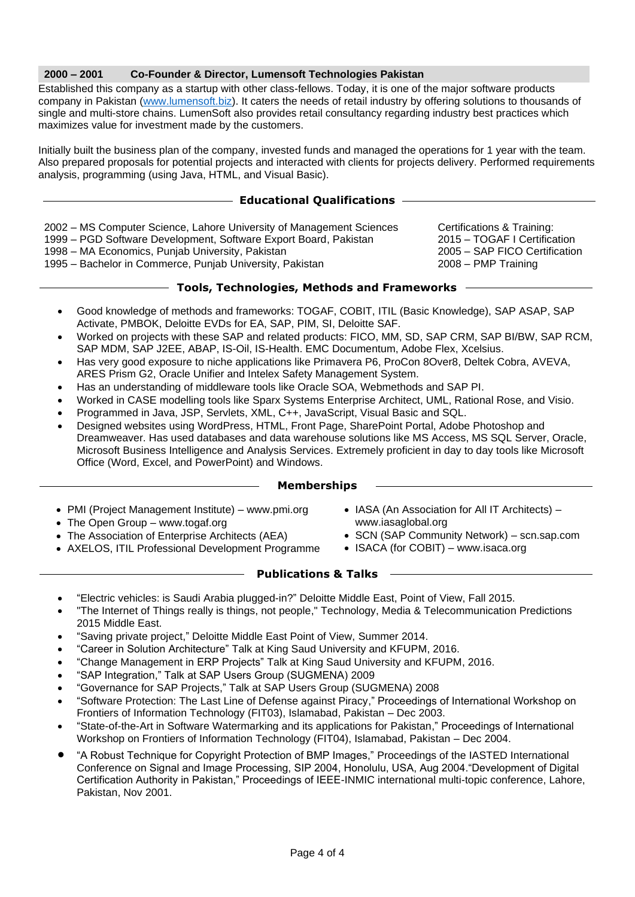**2000 – 2001 Co-Founder & Director, Lumensoft Technologies Pakistan**

Established this company as a startup with other class-fellows. Today, it is one of the major software products company in Pakistan (www.lumensoft.biz). It caters the needs of retail industry by offering solutions to thousands of single and multi-store chains. LumenSoft also provides retail consultancy regarding industry best practices which maximizes value for investment made by the customers.

Initially built the business plan of the company, invested funds and managed the operations for 1 year with the team. Also prepared proposals for potential projects and interacted with clients for projects delivery. Performed requirements analysis, programming (using Java, HTML, and Visual Basic).

## Educational Qualifications

2002 – MS Computer Science, Lahore University of Management Sciences
1999 – PGD Software Development, Software Export Board, Pakistan
1998 – MA Economics, Punjab University, Pakistan
1995 – Bachelor in Commerce, Punjab University, Pakistan

Certifications & Training:
2015 – TOGAF I Certification
2005 – SAP FICO Certification
2008 – PMP Training

## Tools, Technologies, Methods and Frameworks

- Good knowledge of methods and frameworks: TOGAF, COBIT, ITIL (Basic Knowledge), SAP ASAP, SAP Activate, PMBOK, Deloitte EVDs for EA, SAP, PIM, SI, Deloitte SAF.
- Worked on projects with these SAP and related products: FICO, MM, SD, SAP CRM, SAP BI/BW, SAP RCM, SAP MDM, SAP J2EE, ABAP, IS-Oil, IS-Health. EMC Documentum, Adobe Flex, Xcelsius.
- Has very good exposure to niche applications like Primavera P6, ProCon 8Over8, Deltek Cobra, AVEVA, ARES Prism G2, Oracle Unifier and Intelex Safety Management System.
- Has an understanding of middleware tools like Oracle SOA, Webmethods and SAP PI.
- Worked in CASE modelling tools like Sparx Systems Enterprise Architect, UML, Rational Rose, and Visio.
- Programmed in Java, JSP, Servlets, XML, C++, JavaScript, Visual Basic and SQL.
- Designed websites using WordPress, HTML, Front Page, SharePoint Portal, Adobe Photoshop and Dreamweaver. Has used databases and data warehouse solutions like MS Access, MS SQL Server, Oracle, Microsoft Business Intelligence and Analysis Services. Extremely proficient in day to day tools like Microsoft Office (Word, Excel, and PowerPoint) and Windows.

## Memberships

- PMI (Project Management Institute) – www.pmi.org
- The Open Group – www.togaf.org
- The Association of Enterprise Architects (AEA)
- AXELOS, ITIL Professional Development Programme
- IASA (An Association for All IT Architects) – www.iasaglobal.org
- SCN (SAP Community Network) – scn.sap.com
- ISACA (for COBIT) – www.isaca.org

## Publications & Talks

- "Electric vehicles: is Saudi Arabia plugged-in?" Deloitte Middle East, Point of View, Fall 2015.
- "The Internet of Things really is things, not people," Technology, Media & Telecommunication Predictions 2015 Middle East.
- "Saving private project," Deloitte Middle East Point of View, Summer 2014.
- "Career in Solution Architecture" Talk at King Saud University and KFUPM, 2016.
- "Change Management in ERP Projects" Talk at King Saud University and KFUPM, 2016.
- "SAP Integration," Talk at SAP Users Group (SUGMENA) 2009
- "Governance for SAP Projects," Talk at SAP Users Group (SUGMENA) 2008
- "Software Protection: The Last Line of Defense against Piracy," Proceedings of International Workshop on Frontiers of Information Technology (FIT03), Islamabad, Pakistan – Dec 2003.
- "State-of-the-Art in Software Watermarking and its applications for Pakistan," Proceedings of International Workshop on Frontiers of Information Technology (FIT04), Islamabad, Pakistan – Dec 2004.
- "A Robust Technique for Copyright Protection of BMP Images," Proceedings of the IASTED International Conference on Signal and Image Processing, SIP 2004, Honolulu, USA, Aug 2004."Development of Digital Certification Authority in Pakistan," Proceedings of IEEE-INMIC international multi-topic conference, Lahore, Pakistan, Nov 2001.